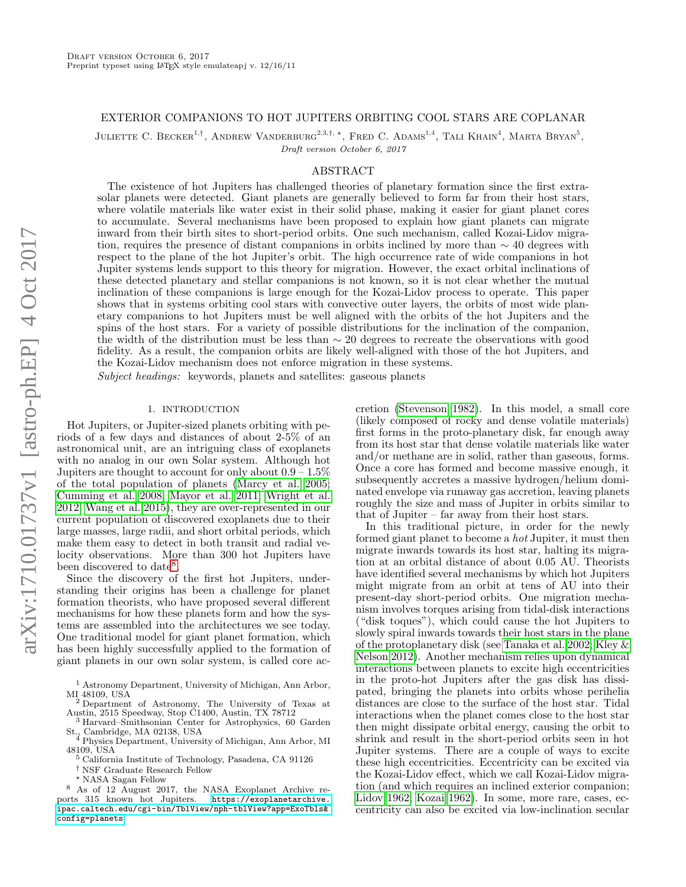Draft version October 6, 2017

Preprint typeset using LaTeX style emulateapj v. 12/16/11

# EXTERIOR COMPANIONS TO HOT JUPITERS ORBITING COOL STARS ARE COPLANAR

Juliette C. Becker[1,†], Andrew Vanderburg[2,3,†,⋆], Fred C. Adams[1,4], Tali Khain[4], Marta Bryan[5],

*Draft version October 6, 2017*

## ABSTRACT

The existence of hot Jupiters has challenged theories of planetary formation since the first extrasolar planets were detected. Giant planets are generally believed to form far from their host stars, where volatile materials like water exist in their solid phase, making it easier for giant planet cores to accumulate. Several mechanisms have been proposed to explain how giant planets can migrate inward from their birth sites to short-period orbits. One such mechanism, called Kozai-Lidov migration, requires the presence of distant companions in orbits inclined by more than ∼ 40 degrees with respect to the plane of the hot Jupiter's orbit. The high occurrence rate of wide companions in hot Jupiter systems lends support to this theory for migration. However, the exact orbital inclinations of these detected planetary and stellar companions is not known, so it is not clear whether the mutual inclination of these companions is large enough for the Kozai-Lidov process to operate. This paper shows that in systems orbiting cool stars with convective outer layers, the orbits of most wide planetary companions to hot Jupiters must be well aligned with the orbits of the hot Jupiters and the spins of the host stars. For a variety of possible distributions for the inclination of the companion, the width of the distribution must be less than ∼ 20 degrees to recreate the observations with good fidelity. As a result, the companion orbits are likely well-aligned with those of the hot Jupiters, and the Kozai-Lidov mechanism does not enforce migration in these systems.

*Subject headings:* keywords, planets and satellites: gaseous planets

## 1. INTRODUCTION

Hot Jupiters, or Jupiter-sized planets orbiting with periods of a few days and distances of about 2-5% of an astronomical unit, are an intriguing class of exoplanets with no analog in our own Solar system. Although hot Jupiters are thought to account for only about 0.9 – 1.5% of the total population of planets (Marcy et al. 2005; Cumming et al. 2008; Mayor et al. 2011; Wright et al. 2012; Wang et al. 2015), they are over-represented in our current population of discovered exoplanets due to their large masses, large radii, and short orbital periods, which make them easy to detect in both transit and radial velocity observations. More than 300 hot Jupiters have been discovered to date[8].

Since the discovery of the first hot Jupiters, understanding their origins has been a challenge for planet formation theorists, who have proposed several different mechanisms for how these planets form and how the systems are assembled into the architectures we see today. One traditional model for giant planet formation, which has been highly successfully applied to the formation of giant planets in our own solar system, is called core accretion (Stevenson 1982). In this model, a small core (likely composed of rocky and dense volatile materials) first forms in the proto-planetary disk, far enough away from its host star that dense volatile materials like water and/or methane are in solid, rather than gaseous, forms. Once a core has formed and become massive enough, it subsequently accretes a massive hydrogen/helium dominated envelope via runaway gas accretion, leaving planets roughly the size and mass of Jupiter in orbits similar to that of Jupiter – far away from their host stars.

In this traditional picture, in order for the newly formed giant planet to become a *hot* Jupiter, it must then migrate inwards towards its host star, halting its migration at an orbital distance of about 0.05 AU. Theorists have identified several mechanisms by which hot Jupiters might migrate from an orbit at tens of AU into their present-day short-period orbits. One migration mechanism involves torques arising from tidal-disk interactions ("disk toques"), which could cause the hot Jupiters to slowly spiral inwards towards their host stars in the plane of the protoplanetary disk (see Tanaka et al. 2002; Kley & Nelson 2012). Another mechanism relies upon dynamical interactions between planets to excite high eccentricities in the proto-hot Jupiters after the gas disk has dissipated, bringing the planets into orbits whose perihelia distances are close to the surface of the host star. Tidal interactions when the planet comes close to the host star then might dissipate orbital energy, causing the orbit to shrink and result in the short-period orbits seen in hot Jupiter systems. There are a couple of ways to excite these high eccentricities. Eccentricity can be excited via the Kozai-Lidov effect, which we call Kozai-Lidov migration (and which requires an inclined exterior companion; Lidov 1962; Kozai 1962). In some, more rare, cases, eccentricity can also be excited via low-inclination secular

[1] Astronomy Department, University of Michigan, Ann Arbor, MI 48109, USA

[2] Department of Astronomy, The University of Texas at Austin, 2515 Speedway, Stop C1400, Austin, TX 78712

[3] Harvard–Smithsonian Center for Astrophysics, 60 Garden St., Cambridge, MA 02138, USA

[4] Physics Department, University of Michigan, Ann Arbor, MI 48109, USA

[5] California Institute of Technology, Pasadena, CA 91126

[†] NSF Graduate Research Fellow

[⋆] NASA Sagan Fellow

[8] As of 12 August 2017, the NASA Exoplanet Archive reports 315 known hot Jupiters. https://exoplanetarchive.ipac.caltech.edu/cgi-bin/TblView/nph-tblView?app=ExoTbls&config=planets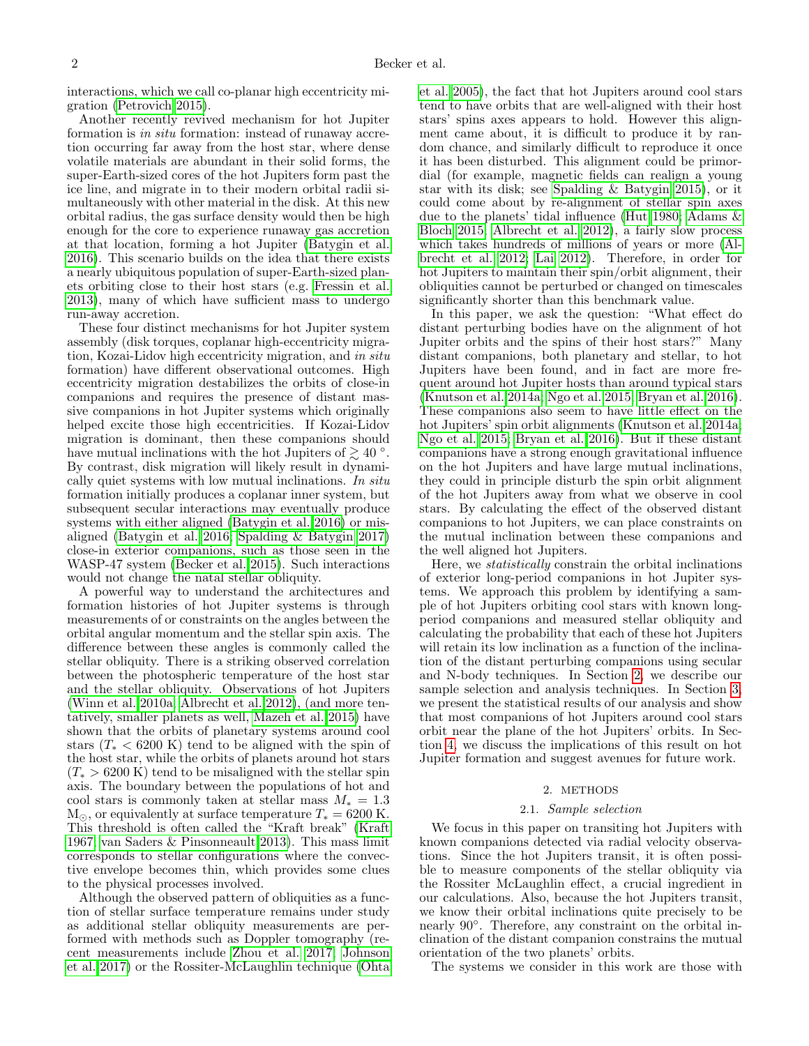interactions, which we call co-planar high eccentricity migration (Petrovich 2015).

Another recently revived mechanism for hot Jupiter formation is *in situ* formation: instead of runaway accretion occurring far away from the host star, where dense volatile materials are abundant in their solid forms, the super-Earth-sized cores of the hot Jupiters form past the ice line, and migrate in to their modern orbital radii simultaneously with other material in the disk. At this new orbital radius, the gas surface density would then be high enough for the core to experience runaway gas accretion at that location, forming a hot Jupiter (Batygin et al. 2016). This scenario builds on the idea that there exists a nearly ubiquitous population of super-Earth-sized planets orbiting close to their host stars (e.g. Fressin et al. 2013), many of which have sufficient mass to undergo run-away accretion.

These four distinct mechanisms for hot Jupiter system assembly (disk torques, coplanar high-eccentricity migration, Kozai-Lidov high eccentricity migration, and *in situ* formation) have different observational outcomes. High eccentricity migration destabilizes the orbits of close-in companions and requires the presence of distant massive companions in hot Jupiter systems which originally helped excite those high eccentricities. If Kozai-Lidov migration is dominant, then these companions should have mutual inclinations with the hot Jupiters of $\gtrsim 40^\circ$. By contrast, disk migration will likely result in dynamically quiet systems with low mutual inclinations. *In situ* formation initially produces a coplanar inner system, but subsequent secular interactions may eventually produce systems with either aligned (Batygin et al. 2016) or misaligned (Batygin et al. 2016; Spalding & Batygin 2017) close-in exterior companions, such as those seen in the WASP-47 system (Becker et al. 2015). Such interactions would not change the natal stellar obliquity.

A powerful way to understand the architectures and formation histories of hot Jupiter systems is through measurements of or constraints on the angles between the orbital angular momentum and the stellar spin axis. The difference between these angles is commonly called the stellar obliquity. There is a striking observed correlation between the photospheric temperature of the host star and the stellar obliquity. Observations of hot Jupiters (Winn et al. 2010a; Albrecht et al. 2012), (and more tentatively, smaller planets as well, Mazeh et al. 2015) have shown that the orbits of planetary systems around cool stars ($T_* < 6200$ K) tend to be aligned with the spin of the host star, while the orbits of planets around hot stars ($T_* > 6200$ K) tend to be misaligned with the stellar spin axis. The boundary between the populations of hot and cool stars is commonly taken at stellar mass $M_* = 1.3$ $M_\odot$, or equivalently at surface temperature $T_* = 6200$ K. This threshold is often called the "Kraft break" (Kraft 1967; van Saders & Pinsonneault 2013). This mass limit corresponds to stellar configurations where the convective envelope becomes thin, which provides some clues to the physical processes involved.

Although the observed pattern of obliquities as a function of stellar surface temperature remains under study as additional stellar obliquity measurements are performed with methods such as Doppler tomography (recent measurements include Zhou et al. 2017; Johnson et al. 2017) or the Rossiter-McLaughlin technique (Ohta et al. 2005), the fact that hot Jupiters around cool stars tend to have orbits that are well-aligned with their host stars' spins axes appears to hold. However this alignment came about, it is difficult to produce it by random chance, and similarly difficult to reproduce it once it has been disturbed. This alignment could be primordial (for example, magnetic fields can realign a young star with its disk; see Spalding & Batygin 2015), or it could come about by re-alignment of stellar spin axes due to the planets' tidal influence (Hut 1980; Adams & Bloch 2015; Albrecht et al. 2012), a fairly slow process which takes hundreds of millions of years or more (Albrecht et al. 2012; Lai 2012). Therefore, in order for hot Jupiters to maintain their spin/orbit alignment, their obliquities cannot be perturbed or changed on timescales significantly shorter than this benchmark value.

In this paper, we ask the question: "What effect do distant perturbing bodies have on the alignment of hot Jupiter orbits and the spins of their host stars?" Many distant companions, both planetary and stellar, to hot Jupiters have been found, and in fact are more frequent around hot Jupiter hosts than around typical stars (Knutson et al. 2014a; Ngo et al. 2015; Bryan et al. 2016). These companions also seem to have little effect on the hot Jupiters' spin orbit alignments (Knutson et al. 2014a; Ngo et al. 2015; Bryan et al. 2016). But if these distant companions have a strong enough gravitational influence on the hot Jupiters and have large mutual inclinations, they could in principle disturb the spin orbit alignment of the hot Jupiters away from what we observe in cool stars. By calculating the effect of the observed distant companions to hot Jupiters, we can place constraints on the mutual inclination between these companions and the well aligned hot Jupiters.

Here, we *statistically* constrain the orbital inclinations of exterior long-period companions in hot Jupiter systems. We approach this problem by identifying a sample of hot Jupiters orbiting cool stars with known long-period companions and measured stellar obliquity and calculating the probability that each of these hot Jupiters will retain its low inclination as a function of the inclination of the distant perturbing companions using secular and N-body techniques. In Section 2, we describe our sample selection and analysis techniques. In Section 3, we present the statistical results of our analysis and show that most companions of hot Jupiters around cool stars orbit near the plane of the hot Jupiters' orbits. In Section 4, we discuss the implications of this result on hot Jupiter formation and suggest avenues for future work.

## 2. METHODS

### 2.1. *Sample selection*

We focus in this paper on transiting hot Jupiters with known companions detected via radial velocity observations. Since the hot Jupiters transit, it is often possible to measure components of the stellar obliquity via the Rossiter McLaughlin effect, a crucial ingredient in our calculations. Also, because the hot Jupiters transit, we know their orbital inclinations quite precisely to be nearly 90°. Therefore, any constraint on the orbital inclination of the distant companion constrains the mutual orientation of the two planets' orbits.

The systems we consider in this work are those with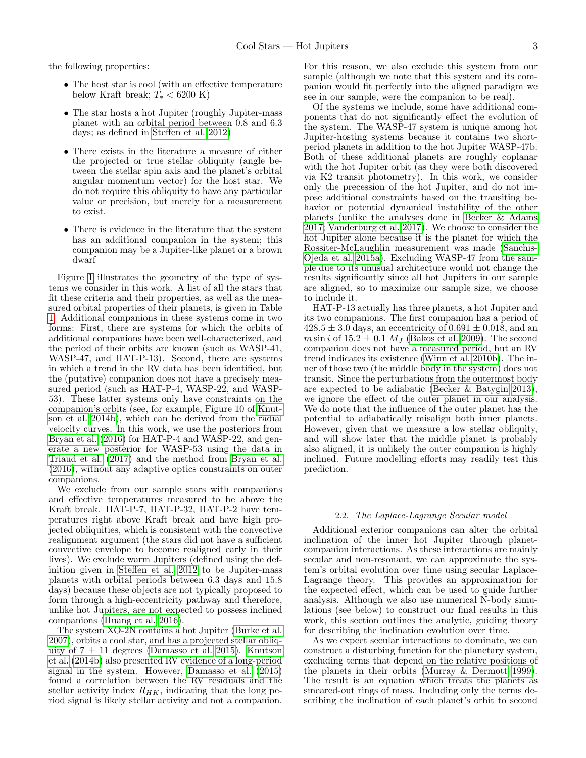the following properties:

- The host star is cool (with an effective temperature below Kraft break; $T_* < 6200$ K)
- The star hosts a hot Jupiter (roughly Jupiter-mass planet with an orbital period between 0.8 and 6.3 days; as defined in Steffen et al. 2012)
- There exists in the literature a measure of either the projected or true stellar obliquity (angle between the stellar spin axis and the planet's orbital angular momentum vector) for the host star. We do not require this obliquity to have any particular value or precision, but merely for a measurement to exist.
- There is evidence in the literature that the system has an additional companion in the system; this companion may be a Jupiter-like planet or a brown dwarf

Figure 1 illustrates the geometry of the type of systems we consider in this work. A list of all the stars that fit these criteria and their properties, as well as the measured orbital properties of their planets, is given in Table 1. Additional companions in these systems come in two forms: First, there are systems for which the orbits of additional companions have been well-characterized, and the period of their orbits are known (such as WASP-41, WASP-47, and HAT-P-13). Second, there are systems in which a trend in the RV data has been identified, but the (putative) companion does not have a precisely measured period (such as HAT-P-4, WASP-22, and WASP-53). These latter systems only have constraints on the companion's orbits (see, for example, Figure 10 of Knutson et al. 2014b), which can be derived from the radial velocity curves. In this work, we use the posteriors from Bryan et al. (2016) for HAT-P-4 and WASP-22, and generate a new posterior for WASP-53 using the data in Triaud et al. (2017) and the method from Bryan et al. (2016), without any adaptive optics constraints on outer companions.

We exclude from our sample stars with companions and effective temperatures measured to be above the Kraft break. HAT-P-7, HAT-P-32, HAT-P-2 have temperatures right above Kraft break and have high projected obliquities, which is consistent with the convective realignment argument (the stars did not have a sufficient convective envelope to become realigned early in their lives). We exclude warm Jupiters (defined using the definition given in Steffen et al. 2012 to be Jupiter-mass planets with orbital periods between 6.3 days and 15.8 days) because these objects are not typically proposed to form through a high-eccentricity pathway and therefore, unlike hot Jupiters, are not expected to possess inclined companions (Huang et al. 2016).

The system XO-2N contains a hot Jupiter (Burke et al. 2007), orbits a cool star, and has a projected stellar obliquity of $7 \pm 11$ degrees (Damasso et al. 2015). Knutson et al. (2014b) also presented RV evidence of a long-period signal in the system. However, Damasso et al. (2015) found a correlation between the RV residuals and the stellar activity index $R_{HK}$, indicating that the long period signal is likely stellar activity and not a companion. For this reason, we also exclude this system from our sample (although we note that this system and its companion would fit perfectly into the aligned paradigm we see in our sample, were the companion to be real).

Of the systems we include, some have additional components that do not significantly effect the evolution of the system. The WASP-47 system is unique among hot Jupiter-hosting systems because it contains two short-period planets in addition to the hot Jupiter WASP-47b. Both of these additional planets are roughly coplanar with the hot Jupiter orbit (as they were both discovered via K2 transit photometry). In this work, we consider only the precession of the hot Jupiter, and do not impose additional constraints based on the transiting behavior or potential dynamical instability of the other planets (unlike the analyses done in Becker & Adams 2017; Vanderburg et al. 2017). We choose to consider the hot Jupiter alone because it is the planet for which the Rossiter-McLaughlin measurement was made (Sanchis-Ojeda et al. 2015a). Excluding WASP-47 from the sample due to its unusual architecture would not change the results significantly since all hot Jupiters in our sample are aligned, and so to maximize our sample size, we choose to include it.

HAT-P-13 actually has three planets, a hot Jupiter and its two companions. The first companion has a period of $428.5 \pm 3.0$ days, an eccentricity of $0.691 \pm 0.018$, and an $m \sin i$ of $15.2 \pm 0.1$ $M_J$ (Bakos et al. 2009). The second companion does not have a measured period, but an RV trend indicates its existence (Winn et al. 2010b). The inner of those two (the middle body in the system) does not transit. Since the perturbations from the outermost body are expected to be adiabatic (Becker & Batygin 2013), we ignore the effect of the outer planet in our analysis. We do note that the influence of the outer planet has the potential to adiabatically misalign both inner planets. However, given that we measure a low stellar obliquity, and will show later that the middle planet is probably also aligned, it is unlikely the outer companion is highly inclined. Future modelling efforts may readily test this prediction.

### 2.2. *The Laplace-Lagrange Secular model*

Additional exterior companions can alter the orbital inclination of the inner hot Jupiter through planet-companion interactions. As these interactions are mainly secular and non-resonant, we can approximate the system's orbital evolution over time using secular Laplace-Lagrange theory. This provides an approximation for the expected effect, which can be used to guide further analysis. Although we also use numerical N-body simulations (see below) to construct our final results in this work, this section outlines the analytic, guiding theory for describing the inclination evolution over time.

As we expect secular interactions to dominate, we can construct a disturbing function for the planetary system, excluding terms that depend on the relative positions of the planets in their orbits (Murray & Dermott 1999). The result is an equation which treats the planets as smeared-out rings of mass. Including only the terms describing the inclination of each planet's orbit to second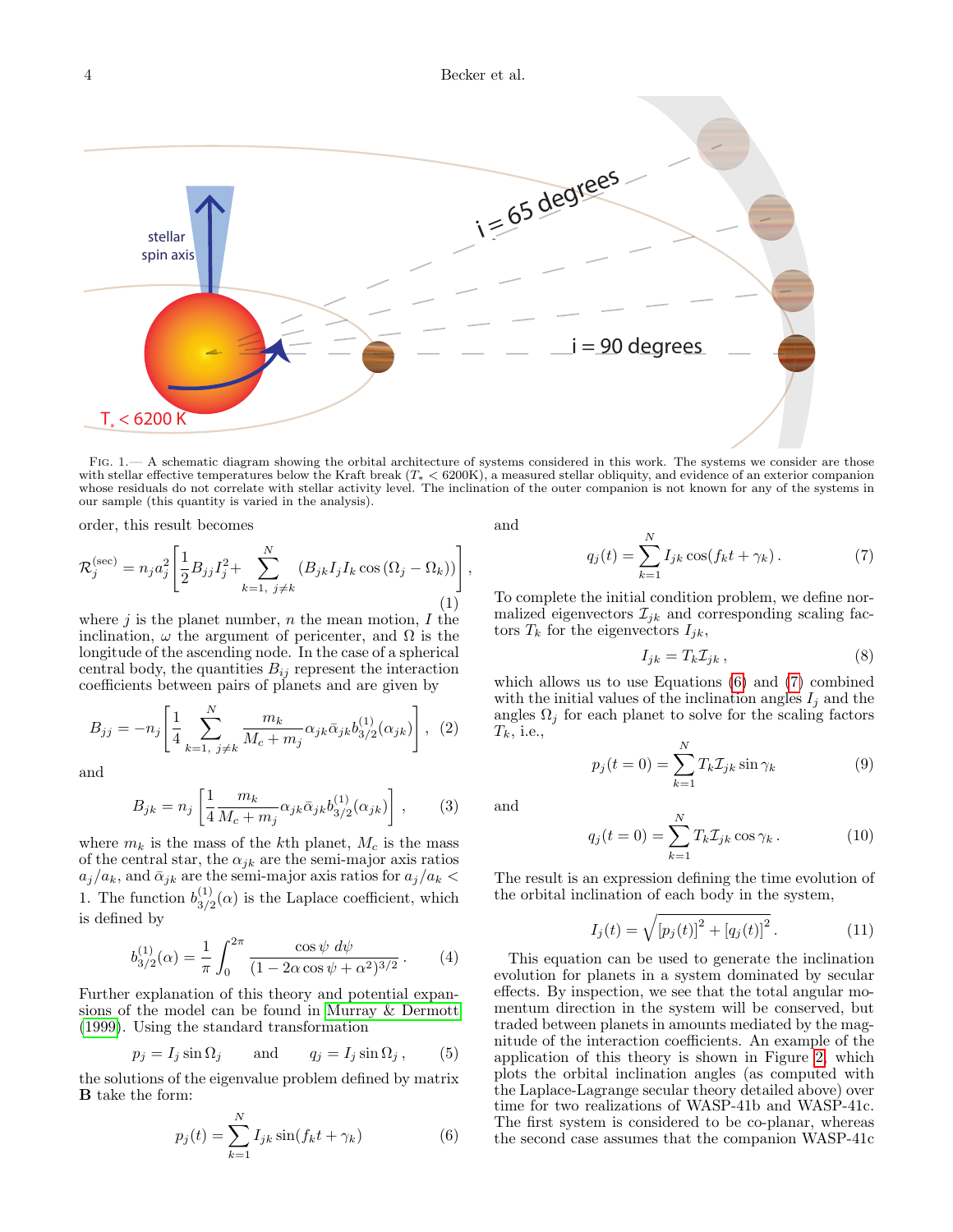Fig. 1.— A schematic diagram showing the orbital architecture of systems considered in this work. The systems we consider are those with stellar effective temperatures below the Kraft break ($T_* < 6200$K), a measured stellar obliquity, and evidence of an exterior companion whose residuals do not correlate with stellar activity level. The inclination of the outer companion is not known for any of the systems in our sample (this quantity is varied in the analysis).

order, this result becomes

$$\mathcal{R}_j^{(\mathrm{sec})} = n_j a_j^2 \left[ \frac{1}{2} B_{jj} I_j^2 + \sum_{k=1,\ j\neq k}^{N} \left( B_{jk} I_j I_k \cos\left(\Omega_j - \Omega_k\right)\right)\right], \quad (1)$$

where $j$ is the planet number, $n$ the mean motion, $I$ the inclination, $\omega$ the argument of pericenter, and $\Omega$ is the longitude of the ascending node. In the case of a spherical central body, the quantities $B_{ij}$ represent the interaction coefficients between pairs of planets and are given by

$$B_{jj} = -n_j \left[ \frac{1}{4} \sum_{k=1,\ j\neq k}^{N} \frac{m_k}{M_c + m_j} \alpha_{jk} \bar{\alpha}_{jk} b_{3/2}^{(1)}(\alpha_{jk}) \right], \quad (2)$$

and

$$B_{jk} = n_j \left[ \frac{1}{4} \frac{m_k}{M_c + m_j} \alpha_{jk} \bar{\alpha}_{jk} b_{3/2}^{(1)}(\alpha_{jk}) \right], \quad (3)$$

where $m_k$ is the mass of the $k$th planet, $M_c$ is the mass of the central star, the $\alpha_{jk}$ are the semi-major axis ratios $a_j/a_k$, and $\bar{\alpha}_{jk}$ are the semi-major axis ratios for $a_j/a_k < 1$. The function $b_{3/2}^{(1)}(\alpha)$ is the Laplace coefficient, which is defined by

$$b_{3/2}^{(1)}(\alpha) = \frac{1}{\pi} \int_0^{2\pi} \frac{\cos\psi \; d\psi}{(1 - 2\alpha\cos\psi + \alpha^2)^{3/2}}. \quad (4)$$

Further explanation of this theory and potential expansions of the model can be found in Murray & Dermott (1999). Using the standard transformation

$$p_j = I_j \sin\Omega_j \quad \text{and} \quad q_j = I_j \sin\Omega_j , \quad (5)$$

the solutions of the eigenvalue problem defined by matrix **B** take the form:

$$p_j(t) = \sum_{k=1}^{N} I_{jk} \sin(f_k t + \gamma_k) \quad (6)$$

and

$$q_j(t) = \sum_{k=1}^{N} I_{jk} \cos(f_k t + \gamma_k). \quad (7)$$

To complete the initial condition problem, we define normalized eigenvectors $\mathcal{I}_{jk}$ and corresponding scaling factors $T_k$ for the eigenvectors $I_{jk}$,

$$I_{jk} = T_k \mathcal{I}_{jk} , \quad (8)$$

which allows us to use Equations (6) and (7) combined with the initial values of the inclination angles $I_j$ and the angles $\Omega_j$ for each planet to solve for the scaling factors $T_k$, i.e.,

$$p_j(t=0) = \sum_{k=1}^{N} T_k \mathcal{I}_{jk} \sin\gamma_k \quad (9)$$

and

$$q_j(t=0) = \sum_{k=1}^{N} T_k \mathcal{I}_{jk} \cos\gamma_k . \quad (10)$$

The result is an expression defining the time evolution of the orbital inclination of each body in the system,

$$I_j(t) = \sqrt{\left[p_j(t)\right]^2 + \left[q_j(t)\right]^2} . \quad (11)$$

This equation can be used to generate the inclination evolution for planets in a system dominated by secular effects. By inspection, we see that the total angular momentum direction in the system will be conserved, but traded between planets in amounts mediated by the magnitude of the interaction coefficients. An example of the application of this theory is shown in Figure 2, which plots the orbital inclination angles (as computed with the Laplace-Lagrange secular theory detailed above) over time for two realizations of WASP-41b and WASP-41c. The first system is considered to be co-planar, whereas the second case assumes that the companion WASP-41c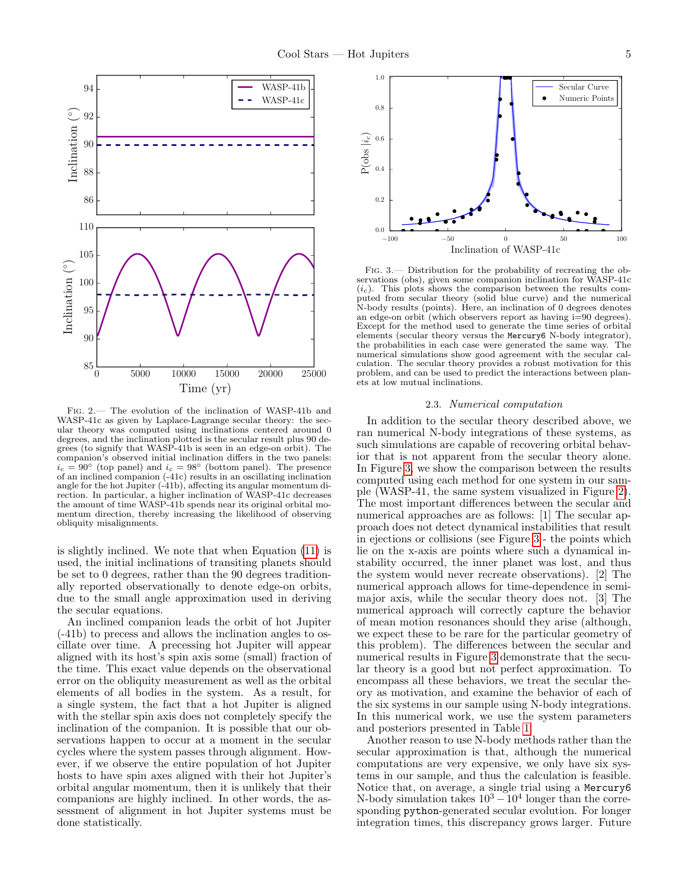Fig. 2.— The evolution of the inclination of WASP-41b and WASP-41c as given by Laplace-Lagrange secular theory: the secular theory was computed using inclinations centered around 0 degrees, and the inclination plotted is the secular result plus 90 degrees (to signify that WASP-41b is seen in an edge-on orbit). The companion's observed initial inclination differs in the two panels: $i_c = 90°$ (top panel) and $i_c = 98°$ (bottom panel). The presence of an inclined companion (-41c) results in an oscillating inclination angle for the hot Jupiter (-41b), affecting its angular momentum direction. In particular, a higher inclination of WASP-41c decreases the amount of time WASP-41b spends near its original orbital momentum direction, thereby increasing the likelihood of observing obliquity misalignments.

is slightly inclined. We note that when Equation (11) is used, the initial inclinations of transiting planets should be set to 0 degrees, rather than the 90 degrees traditionally reported observationally to denote edge-on orbits, due to the small angle approximation used in deriving the secular equations.

An inclined companion leads the orbit of hot Jupiter (-41b) to precess and allows the inclination angles to oscillate over time. A precessing hot Jupiter will appear aligned with its host's spin axis some (small) fraction of the time. This exact value depends on the observational error on the obliquity measurement as well as the orbital elements of all bodies in the system. As a result, for a single system, the fact that a hot Jupiter is aligned with the stellar spin axis does not completely specify the inclination of the companion. It is possible that our observations happen to occur at a moment in the secular cycles where the system passes through alignment. However, if we observe the entire population of hot Jupiter hosts to have spin axes aligned with their hot Jupiter's orbital angular momentum, then it is unlikely that their companions are highly inclined. In other words, the assessment of alignment in hot Jupiter systems must be done statistically.

Fig. 3.— Distribution for the probability of recreating the observations (obs), given some companion inclination for WASP-41c ($i_c$). This plots shows the comparison between the results computed from secular theory (solid blue curve) and the numerical N-body results (points). Here, an inclination of 0 degrees denotes an edge-on orbit (which observers report as having i=90 degrees). Except for the method used to generate the time series of orbital elements (secular theory versus the `Mercury6` N-body integrator), the probabilities in each case were generated the same way. The numerical simulations show good agreement with the secular calculation. The secular theory provides a robust motivation for this problem, and can be used to predict the interactions between planets at low mutual inclinations.

### 2.3. *Numerical computation*

In addition to the secular theory described above, we ran numerical N-body integrations of these systems, as such simulations are capable of recovering orbital behavior that is not apparent from the secular theory alone. In Figure 3, we show the comparison between the results computed using each method for one system in our sample (WASP-41, the same system visualized in Figure 2). The most important differences between the secular and numerical approaches are as follows: [1] The secular approach does not detect dynamical instabilities that result in ejections or collisions (see Figure 3 - the points which lie on the x-axis are points where such a dynamical instability occurred, the inner planet was lost, and thus the system would never recreate observations). [2] The numerical approach allows for time-dependence in semi-major axis, while the secular theory does not. [3] The numerical approach will correctly capture the behavior of mean motion resonances should they arise (although, we expect these to be rare for the particular geometry of this problem). The differences between the secular and numerical results in Figure 3 demonstrate that the secular theory is a good but not perfect approximation. To encompass all these behaviors, we treat the secular theory as motivation, and examine the behavior of each of the six systems in our sample using N-body integrations. In this numerical work, we use the system parameters and posteriors presented in Table 1.

Another reason to use N-body methods rather than the secular approximation is that, although the numerical computations are very expensive, we only have six systems in our sample, and thus the calculation is feasible. Notice that, on average, a single trial using a `Mercury6` N-body simulation takes $10^3 - 10^4$ longer than the corresponding `python`-generated secular evolution. For longer integration times, this discrepancy grows larger. Future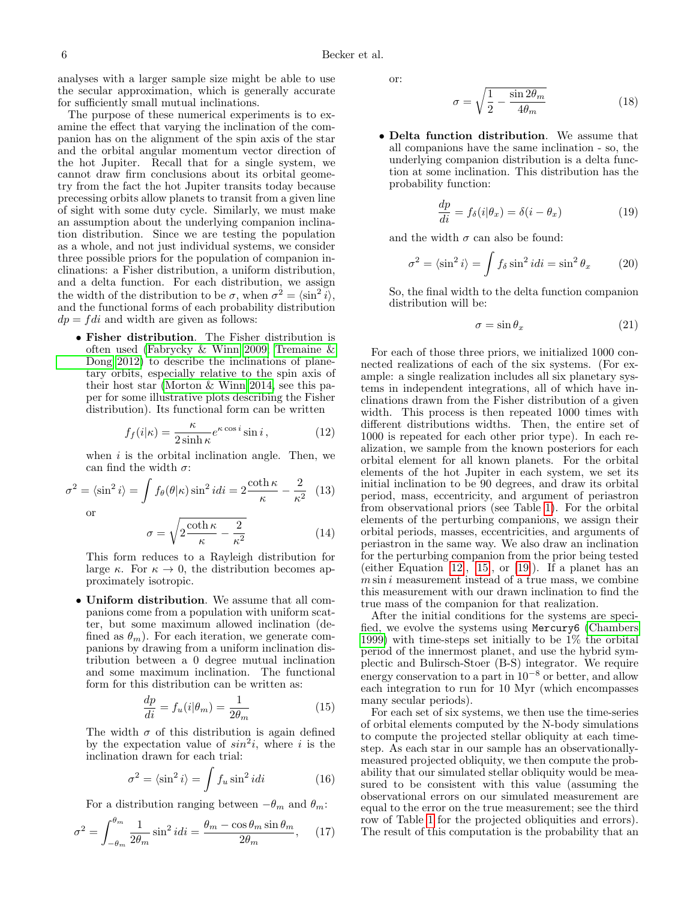analyses with a larger sample size might be able to use the secular approximation, which is generally accurate for sufficiently small mutual inclinations.

The purpose of these numerical experiments is to examine the effect that varying the inclination of the companion has on the alignment of the spin axis of the star and the orbital angular momentum vector direction of the hot Jupiter. Recall that for a single system, we cannot draw firm conclusions about its orbital geometry from the fact the hot Jupiter transits today because precessing orbits allow planets to transit from a given line of sight with some duty cycle. Similarly, we must make an assumption about the underlying companion inclination distribution. Since we are testing the population as a whole, and not just individual systems, we consider three possible priors for the population of companion inclinations: a Fisher distribution, a uniform distribution, and a delta function. For each distribution, we assign the width of the distribution to be $\sigma$, when $\sigma^2 = \langle \sin^2 i \rangle$, and the functional forms of each probability distribution $dp = f di$ and width are given as follows:

- **Fisher distribution**. The Fisher distribution is often used (Fabrycky & Winn 2009; Tremaine & Dong 2012) to describe the inclinations of planetary orbits, especially relative to the spin axis of their host star (Morton & Winn 2014, see this paper for some illustrative plots describing the Fisher distribution). Its functional form can be written

$$f_f(i|\kappa) = \frac{\kappa}{2\sinh\kappa} e^{\kappa\cos i} \sin i\,, \tag{12}$$

when $i$ is the orbital inclination angle. Then, we can find the width $\sigma$:

$$\sigma^2 = \langle \sin^2 i \rangle = \int f_\theta(\theta|\kappa) \sin^2 i di = 2\frac{\coth\kappa}{\kappa} - \frac{2}{\kappa^2} \tag{13}$$

or

$$\sigma = \sqrt{2\frac{\coth\kappa}{\kappa} - \frac{2}{\kappa^2}} \tag{14}$$

This form reduces to a Rayleigh distribution for large $\kappa$. For $\kappa \to 0$, the distribution becomes approximately isotropic.

- **Uniform distribution**. We assume that all companions come from a population with uniform scatter, but some maximum allowed inclination (defined as $\theta_m$). For each iteration, we generate companions by drawing from a uniform inclination distribution between a 0 degree mutual inclination and some maximum inclination. The functional form for this distribution can be written as:

$$\frac{dp}{di} = f_u(i|\theta_m) = \frac{1}{2\theta_m} \tag{15}$$

The width $\sigma$ of this distribution is again defined by the expectation value of $sin^2 i$, where $i$ is the inclination drawn for each trial:

$$\sigma^2 = \langle \sin^2 i \rangle = \int f_u \sin^2 i di \tag{16}$$

For a distribution ranging between $-\theta_m$ and $\theta_m$:

$$\sigma^2 = \int_{-\theta_m}^{\theta_m} \frac{1}{2\theta_m} \sin^2 i di = \frac{\theta_m - \cos\theta_m \sin\theta_m}{2\theta_m}, \tag{17}$$

or:

$$\sigma = \sqrt{\frac{1}{2} - \frac{\sin 2\theta_m}{4\theta_m}} \tag{18}$$

- **Delta function distribution**. We assume that all companions have the same inclination - so, the underlying companion distribution is a delta function at some inclination. This distribution has the probability function:

$$\frac{dp}{di} = f_\delta(i|\theta_x) = \delta(i - \theta_x) \tag{19}$$

and the width $\sigma$ can also be found:

$$\sigma^2 = \langle \sin^2 i \rangle = \int f_\delta \sin^2 i di = \sin^2\theta_x \tag{20}$$

So, the final width to the delta function companion distribution will be:

$$\sigma = \sin\theta_x \tag{21}$$

For each of those three priors, we initialized 1000 connected realizations of each of the six systems. (For example: a single realization includes all six planetary systems in independent integrations, all of which have inclinations drawn from the Fisher distribution of a given width. This process is then repeated 1000 times with different distributions widths. Then, the entire set of 1000 is repeated for each other prior type). In each realization, we sample from the known posteriors for each orbital element for all known planets. For the orbital elements of the hot Jupiter in each system, we set its initial inclination to be 90 degrees, and draw its orbital period, mass, eccentricity, and argument of periastron from observational priors (see Table 1). For the orbital elements of the perturbing companions, we assign their orbital periods, masses, eccentricities, and arguments of periastron in the same way. We also draw an inclination for the perturbing companion from the prior being tested (either Equation 12, 15, or 19). If a planet has an $m \sin i$ measurement instead of a true mass, we combine this measurement with our drawn inclination to find the true mass of the companion for that realization.

After the initial conditions for the systems are specified, we evolve the systems using `Mercury6` (Chambers 1999) with time-steps set initially to be 1% the orbital period of the innermost planet, and use the hybrid symplectic and Bulirsch-Stoer (B-S) integrator. We require energy conservation to a part in $10^{-8}$ or better, and allow each integration to run for 10 Myr (which encompasses many secular periods).

For each set of six systems, we then use the time-series of orbital elements computed by the N-body simulations to compute the projected stellar obliquity at each timestep. As each star in our sample has an observationally-measured projected obliquity, we then compute the probability that our simulated stellar obliquity would be measured to be consistent with this value (assuming the observational errors on our simulated measurement are equal to the error on the true measurement; see the third row of Table 1 for the projected obliquities and errors). The result of this computation is the probability that an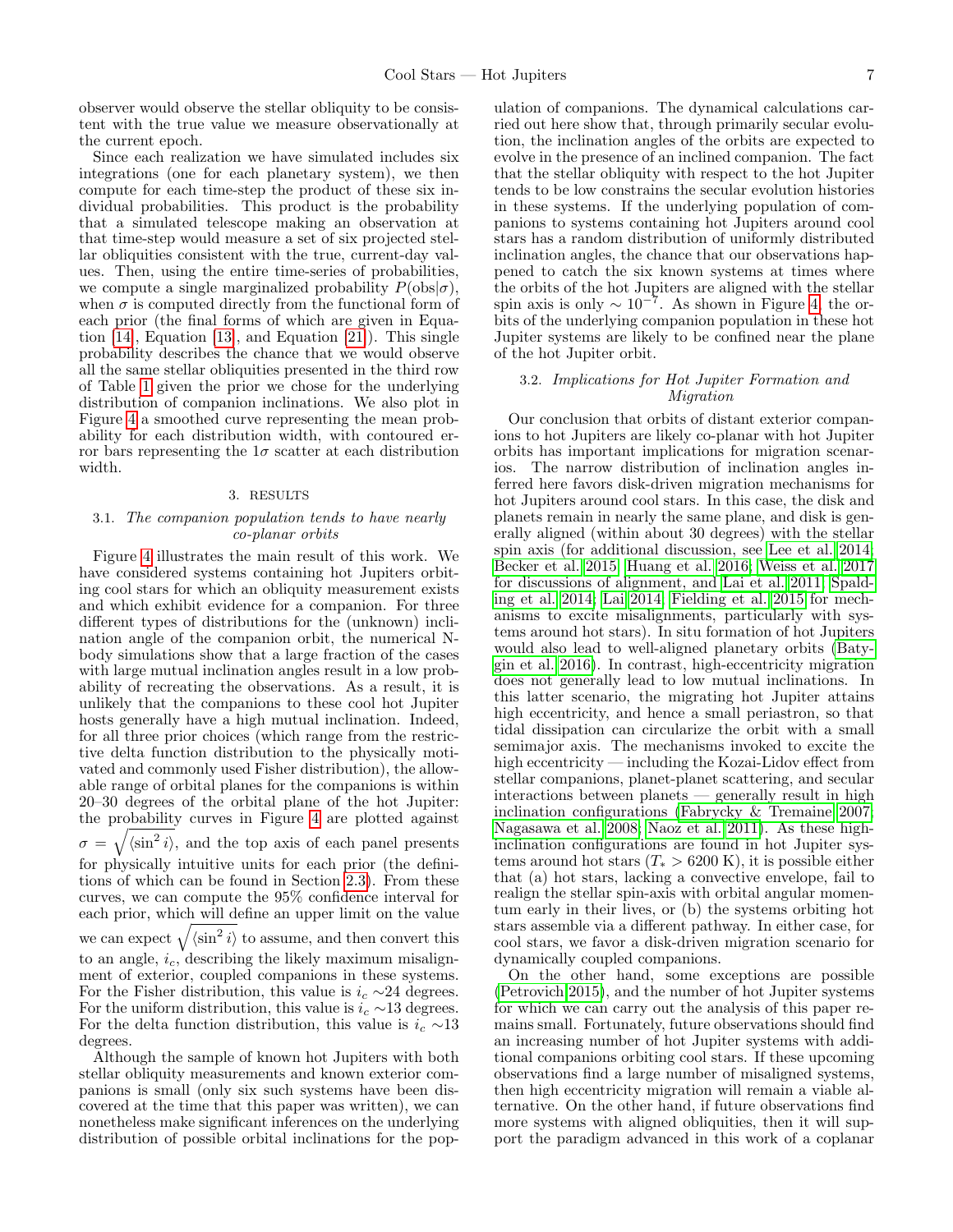observer would observe the stellar obliquity to be consistent with the true value we measure observationally at the current epoch.

Since each realization we have simulated includes six integrations (one for each planetary system), we then compute for each time-step the product of these six individual probabilities. This product is the probability that a simulated telescope making an observation at that time-step would measure a set of six projected stellar obliquities consistent with the true, current-day values. Then, using the entire time-series of probabilities, we compute a single marginalized probability $P(\mathrm{obs}|\sigma)$, when $\sigma$ is computed directly from the functional form of each prior (the final forms of which are given in Equation (14), Equation (13), and Equation (21)). This single probability describes the chance that we would observe all the same stellar obliquities presented in the third row of Table 1 given the prior we chose for the underlying distribution of companion inclinations. We also plot in Figure 4 a smoothed curve representing the mean probability for each distribution width, with contoured error bars representing the $1\sigma$ scatter at each distribution width.

## 3. RESULTS

### 3.1. *The companion population tends to have nearly co-planar orbits*

Figure 4 illustrates the main result of this work. We have considered systems containing hot Jupiters orbiting cool stars for which an obliquity measurement exists and which exhibit evidence for a companion. For three different types of distributions for the (unknown) inclination angle of the companion orbit, the numerical N-body simulations show that a large fraction of the cases with large mutual inclination angles result in a low probability of recreating the observations. As a result, it is unlikely that the companions to these cool hot Jupiter hosts generally have a high mutual inclination. Indeed, for all three prior choices (which range from the restrictive delta function distribution to the physically motivated and commonly used Fisher distribution), the allowable range of orbital planes for the companions is within 20–30 degrees of the orbital plane of the hot Jupiter: the probability curves in Figure 4 are plotted against $\sigma = \sqrt{\langle \sin^2 i \rangle}$, and the top axis of each panel presents for physically intuitive units for each prior (the definitions of which can be found in Section 2.3). From these curves, we can compute the 95% confidence interval for each prior, which will define an upper limit on the value we can expect $\sqrt{\langle \sin^2 i \rangle}$ to assume, and then convert this to an angle, $i_c$, describing the likely maximum misalignment of exterior, coupled companions in these systems. For the Fisher distribution, this value is $i_c \sim$24 degrees. For the uniform distribution, this value is $i_c \sim$13 degrees. For the delta function distribution, this value is $i_c \sim$13 degrees.

Although the sample of known hot Jupiters with both stellar obliquity measurements and known exterior companions is small (only six such systems have been discovered at the time that this paper was written), we can nonetheless make significant inferences on the underlying distribution of possible orbital inclinations for the population of companions. The dynamical calculations carried out here show that, through primarily secular evolution, the inclination angles of the orbits are expected to evolve in the presence of an inclined companion. The fact that the stellar obliquity with respect to the hot Jupiter tends to be low constrains the secular evolution histories in these systems. If the underlying population of companions to systems containing hot Jupiters around cool stars has a random distribution of uniformly distributed inclination angles, the chance that our observations happened to catch the six known systems at times where the orbits of the hot Jupiters are aligned with the stellar spin axis is only $\sim 10^{-7}$. As shown in Figure 4, the orbits of the underlying companion population in these hot Jupiter systems are likely to be confined near the plane of the hot Jupiter orbit.

### 3.2. *Implications for Hot Jupiter Formation and Migration*

Our conclusion that orbits of distant exterior companions to hot Jupiters are likely co-planar with hot Jupiter orbits has important implications for migration scenarios. The narrow distribution of inclination angles inferred here favors disk-driven migration mechanisms for hot Jupiters around cool stars. In this case, the disk and planets remain in nearly the same plane, and disk is generally aligned (within about 30 degrees) with the stellar spin axis (for additional discussion, see Lee et al. 2014; Becker et al. 2015; Huang et al. 2016; Weiss et al. 2017 for discussions of alignment, and Lai et al. 2011; Spalding et al. 2014; Lai 2014; Fielding et al. 2015 for mechanisms to excite misalignments, particularly with systems around hot stars). In situ formation of hot Jupiters would also lead to well-aligned planetary orbits (Batygin et al. 2016). In contrast, high-eccentricity migration does not generally lead to low mutual inclinations. In this latter scenario, the migrating hot Jupiter attains high eccentricity, and hence a small periastron, so that tidal dissipation can circularize the orbit with a small semimajor axis. The mechanisms invoked to excite the high eccentricity — including the Kozai-Lidov effect from stellar companions, planet-planet scattering, and secular interactions between planets — generally result in high inclination configurations (Fabrycky & Tremaine 2007; Nagasawa et al. 2008; Naoz et al. 2011). As these high-inclination configurations are found in hot Jupiter systems around hot stars ($T_* > 6200$ K), it is possible either that (a) hot stars, lacking a convective envelope, fail to realign the stellar spin-axis with orbital angular momentum early in their lives, or (b) the systems orbiting hot stars assemble via a different pathway. In either case, for cool stars, we favor a disk-driven migration scenario for dynamically coupled companions.

On the other hand, some exceptions are possible (Petrovich 2015), and the number of hot Jupiter systems for which we can carry out the analysis of this paper remains small. Fortunately, future observations should find an increasing number of hot Jupiter systems with additional companions orbiting cool stars. If these upcoming observations find a large number of misaligned systems, then high eccentricity migration will remain a viable alternative. On the other hand, if future observations find more systems with aligned obliquities, then it will support the paradigm advanced in this work of a coplanar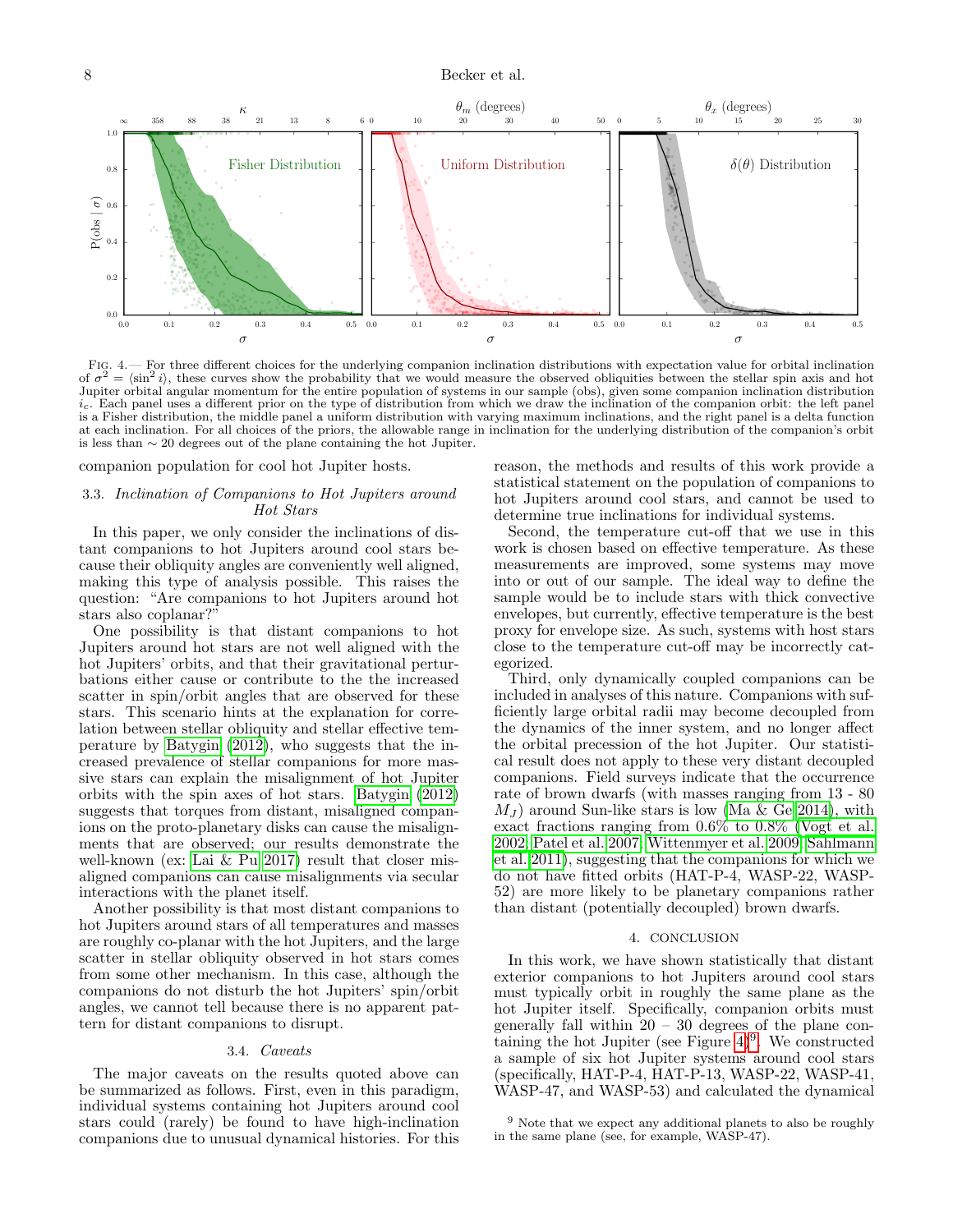Fig. 4.— For three different choices for the underlying companion inclination distributions with expectation value for orbital inclination of $\sigma^2 = \langle \sin^2 i \rangle$, these curves show the probability that we would measure the observed obliquities between the stellar spin axis and hot Jupiter orbital angular momentum for the entire population of systems in our sample (obs), given some companion inclination distribution $i_c$. Each panel uses a different prior on the type of distribution from which we draw the inclination of the companion orbit: the left panel is a Fisher distribution, the middle panel a uniform distribution with varying maximum inclinations, and the right panel is a delta function at each inclination. For all choices of the priors, the allowable range in inclination for the underlying distribution of the companion's orbit is less than $\sim$ 20 degrees out of the plane containing the hot Jupiter.

companion population for cool hot Jupiter hosts.

### 3.3. *Inclination of Companions to Hot Jupiters around Hot Stars*

In this paper, we only consider the inclinations of distant companions to hot Jupiters around cool stars because their obliquity angles are conveniently well aligned, making this type of analysis possible. This raises the question: "Are companions to hot Jupiters around hot stars also coplanar?"

One possibility is that distant companions to hot Jupiters around hot stars are not well aligned with the hot Jupiters' orbits, and that their gravitational perturbations either cause or contribute to the the increased scatter in spin/orbit angles that are observed for these stars. This scenario hints at the explanation for correlation between stellar obliquity and stellar effective temperature by Batygin (2012), who suggests that the increased prevalence of stellar companions for more massive stars can explain the misalignment of hot Jupiter orbits with the spin axes of hot stars. Batygin (2012) suggests that torques from distant, misaligned companions on the proto-planetary disks can cause the misalignments that are observed; our results demonstrate the well-known (ex: Lai & Pu 2017) result that closer misaligned companions can cause misalignments via secular interactions with the planet itself.

Another possibility is that most distant companions to hot Jupiters around stars of all temperatures and masses are roughly co-planar with the hot Jupiters, and the large scatter in stellar obliquity observed in hot stars comes from some other mechanism. In this case, although the companions do not disturb the hot Jupiters' spin/orbit angles, we cannot tell because there is no apparent pattern for distant companions to disrupt.

### 3.4. *Caveats*

The major caveats on the results quoted above can be summarized as follows. First, even in this paradigm, individual systems containing hot Jupiters around cool stars could (rarely) be found to have high-inclination companions due to unusual dynamical histories. For this reason, the methods and results of this work provide a statistical statement on the population of companions to hot Jupiters around cool stars, and cannot be used to determine true inclinations for individual systems.

Second, the temperature cut-off that we use in this work is chosen based on effective temperature. As these measurements are improved, some systems may move into or out of our sample. The ideal way to define the sample would be to include stars with thick convective envelopes, but currently, effective temperature is the best proxy for envelope size. As such, systems with host stars close to the temperature cut-off may be incorrectly categorized.

Third, only dynamically coupled companions can be included in analyses of this nature. Companions with sufficiently large orbital radii may become decoupled from the dynamics of the inner system, and no longer affect the orbital precession of the hot Jupiter. Our statistical result does not apply to these very distant decoupled companions. Field surveys indicate that the occurrence rate of brown dwarfs (with masses ranging from 13 - 80 $M_J$) around Sun-like stars is low (Ma & Ge 2014), with exact fractions ranging from 0.6% to 0.8% (Vogt et al. 2002; Patel et al. 2007; Wittenmyer et al. 2009; Sahlmann et al. 2011), suggesting that the companions for which we do not have fitted orbits (HAT-P-4, WASP-22, WASP-52) are more likely to be planetary companions rather than distant (potentially decoupled) brown dwarfs.

## 4. CONCLUSION

In this work, we have shown statistically that distant exterior companions to hot Jupiters around cool stars must typically orbit in roughly the same plane as the hot Jupiter itself. Specifically, companion orbits must generally fall within 20 – 30 degrees of the plane containing the hot Jupiter (see Figure 4)[9]. We constructed a sample of six hot Jupiter systems around cool stars (specifically, HAT-P-4, HAT-P-13, WASP-22, WASP-41, WASP-47, and WASP-53) and calculated the dynamical

[9] Note that we expect any additional planets to also be roughly in the same plane (see, for example, WASP-47).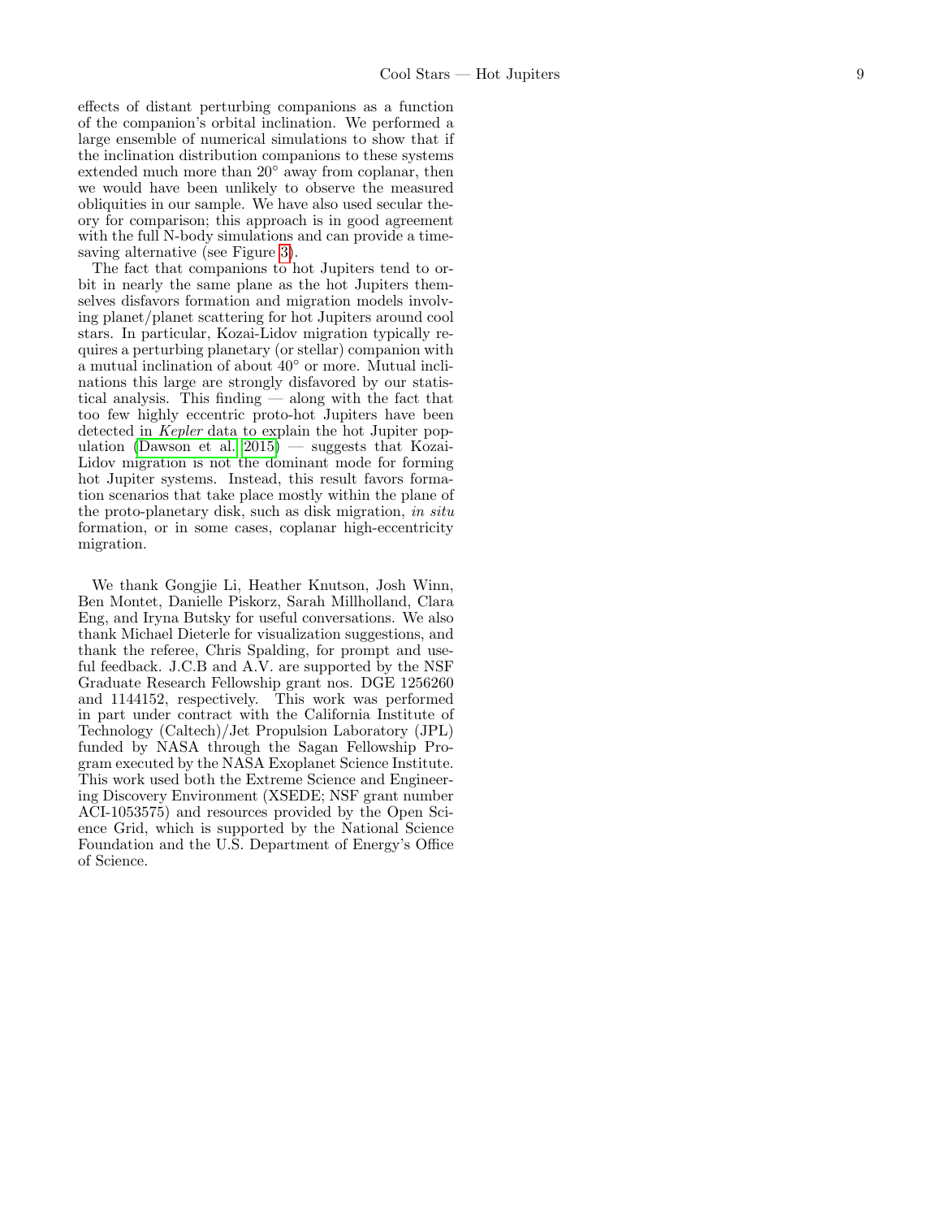effects of distant perturbing companions as a function of the companion's orbital inclination. We performed a large ensemble of numerical simulations to show that if the inclination distribution companions to these systems extended much more than 20° away from coplanar, then we would have been unlikely to observe the measured obliquities in our sample. We have also used secular theory for comparison; this approach is in good agreement with the full N-body simulations and can provide a time-saving alternative (see Figure 3).

The fact that companions to hot Jupiters tend to orbit in nearly the same plane as the hot Jupiters themselves disfavors formation and migration models involving planet/planet scattering for hot Jupiters around cool stars. In particular, Kozai-Lidov migration typically requires a perturbing planetary (or stellar) companion with a mutual inclination of about 40° or more. Mutual inclinations this large are strongly disfavored by our statistical analysis. This finding — along with the fact that too few highly eccentric proto-hot Jupiters have been detected in *Kepler* data to explain the hot Jupiter population (Dawson et al. 2015) — suggests that Kozai-Lidov migration is not the dominant mode for forming hot Jupiter systems. Instead, this result favors formation scenarios that take place mostly within the plane of the proto-planetary disk, such as disk migration, *in situ* formation, or in some cases, coplanar high-eccentricity migration.

We thank Gongjie Li, Heather Knutson, Josh Winn, Ben Montet, Danielle Piskorz, Sarah Millholland, Clara Eng, and Iryna Butsky for useful conversations. We also thank Michael Dieterle for visualization suggestions, and thank the referee, Chris Spalding, for prompt and useful feedback. J.C.B and A.V. are supported by the NSF Graduate Research Fellowship grant nos. DGE 1256260 and 1144152, respectively. This work was performed in part under contract with the California Institute of Technology (Caltech)/Jet Propulsion Laboratory (JPL) funded by NASA through the Sagan Fellowship Program executed by the NASA Exoplanet Science Institute. This work used both the Extreme Science and Engineering Discovery Environment (XSEDE; NSF grant number ACI-1053575) and resources provided by the Open Science Grid, which is supported by the National Science Foundation and the U.S. Department of Energy's Office of Science.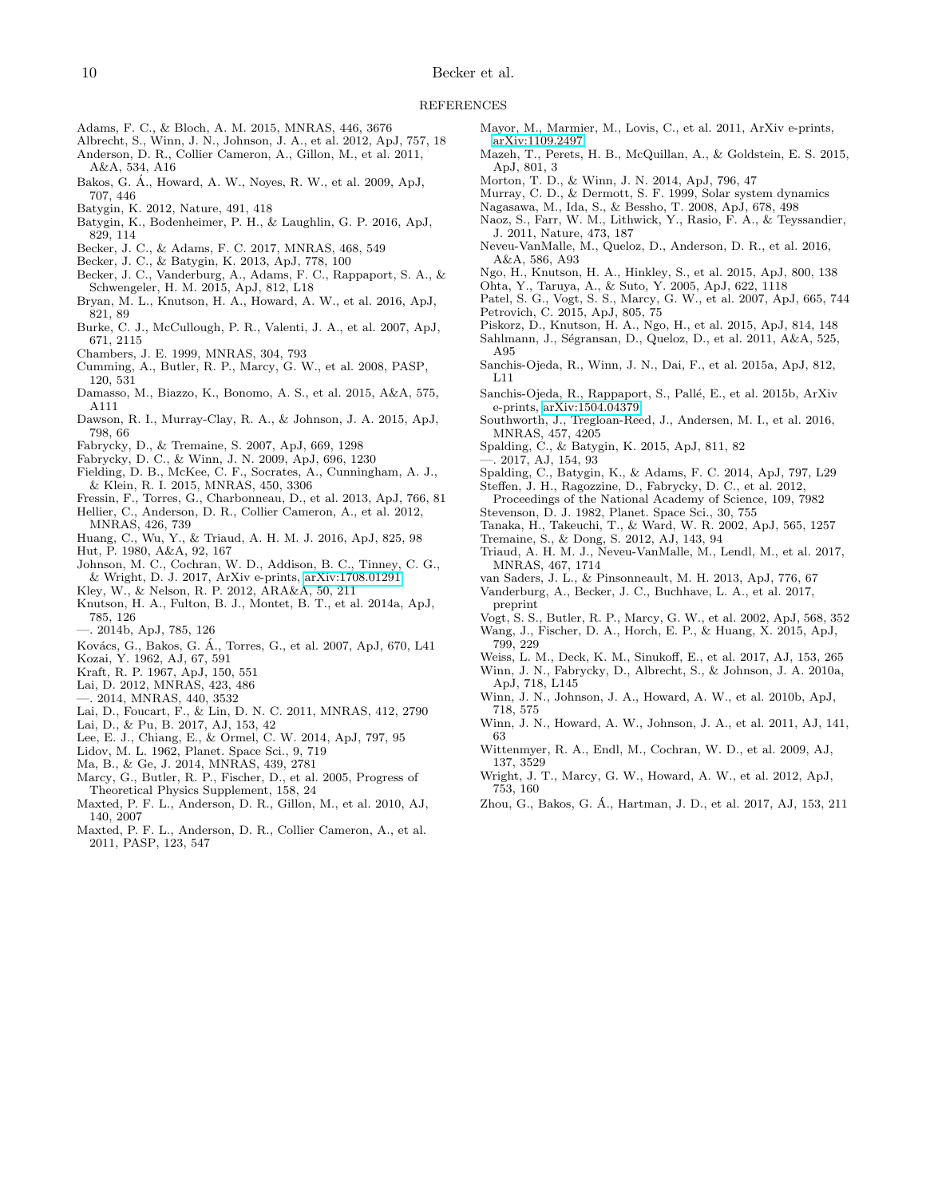## REFERENCES

Adams, F. C., & Bloch, A. M. 2015, MNRAS, 446, 3676

Albrecht, S., Winn, J. N., Johnson, J. A., et al. 2012, ApJ, 757, 18

Anderson, D. R., Collier Cameron, A., Gillon, M., et al. 2011, A&A, 534, A16

Bakos, G. Á., Howard, A. W., Noyes, R. W., et al. 2009, ApJ, 707, 446

Batygin, K. 2012, Nature, 491, 418

Batygin, K., Bodenheimer, P. H., & Laughlin, G. P. 2016, ApJ, 829, 114

Becker, J. C., & Adams, F. C. 2017, MNRAS, 468, 549

Becker, J. C., & Batygin, K. 2013, ApJ, 778, 100

Becker, J. C., Vanderburg, A., Adams, F. C., Rappaport, S. A., & Schwengeler, H. M. 2015, ApJ, 812, L18

Bryan, M. L., Knutson, H. A., Howard, A. W., et al. 2016, ApJ, 821, 89

Burke, C. J., McCullough, P. R., Valenti, J. A., et al. 2007, ApJ, 671, 2115

Chambers, J. E. 1999, MNRAS, 304, 793

Cumming, A., Butler, R. P., Marcy, G. W., et al. 2008, PASP, 120, 531

Damasso, M., Biazzo, K., Bonomo, A. S., et al. 2015, A&A, 575, A111

Dawson, R. I., Murray-Clay, R. A., & Johnson, J. A. 2015, ApJ, 798, 66

Fabrycky, D., & Tremaine, S. 2007, ApJ, 669, 1298

Fabrycky, D. C., & Winn, J. N. 2009, ApJ, 696, 1230

Fielding, D. B., McKee, C. F., Socrates, A., Cunningham, A. J., & Klein, R. I. 2015, MNRAS, 450, 3306

Fressin, F., Torres, G., Charbonneau, D., et al. 2013, ApJ, 766, 81

Hellier, C., Anderson, D. R., Collier Cameron, A., et al. 2012, MNRAS, 426, 739

Huang, C., Wu, Y., & Triaud, A. H. M. J. 2016, ApJ, 825, 98

Hut, P. 1980, A&A, 92, 167

Johnson, M. C., Cochran, W. D., Addison, B. C., Tinney, C. G., & Wright, D. J. 2017, ArXiv e-prints, arXiv:1708.01291

Kley, W., & Nelson, R. P. 2012, ARA&A, 50, 211

Knutson, H. A., Fulton, B. J., Montet, B. T., et al. 2014a, ApJ, 785, 126

—. 2014b, ApJ, 785, 126

Kovács, G., Bakos, G. Á., Torres, G., et al. 2007, ApJ, 670, L41

Kozai, Y. 1962, AJ, 67, 591

Kraft, R. P. 1967, ApJ, 150, 551

Lai, D. 2012, MNRAS, 423, 486

—. 2014, MNRAS, 440, 3532

Lai, D., Foucart, F., & Lin, D. N. C. 2011, MNRAS, 412, 2790

Lai, D., & Pu, B. 2017, AJ, 153, 42

Lee, E. J., Chiang, E., & Ormel, C. W. 2014, ApJ, 797, 95

Lidov, M. L. 1962, Planet. Space Sci., 9, 719

Ma, B., & Ge, J. 2014, MNRAS, 439, 2781

Marcy, G., Butler, R. P., Fischer, D., et al. 2005, Progress of Theoretical Physics Supplement, 158, 24

Maxted, P. F. L., Anderson, D. R., Gillon, M., et al. 2010, AJ, 140, 2007

Maxted, P. F. L., Anderson, D. R., Collier Cameron, A., et al. 2011, PASP, 123, 547

Mayor, M., Marmier, M., Lovis, C., et al. 2011, ArXiv e-prints, arXiv:1109.2497

Mazeh, T., Perets, H. B., McQuillan, A., & Goldstein, E. S. 2015, ApJ, 801, 3

Morton, T. D., & Winn, J. N. 2014, ApJ, 796, 47

Murray, C. D., & Dermott, S. F. 1999, Solar system dynamics

Nagasawa, M., Ida, S., & Bessho, T. 2008, ApJ, 678, 498

Naoz, S., Farr, W. M., Lithwick, Y., Rasio, F. A., & Teyssandier, J. 2011, Nature, 473, 187

Neveu-VanMalle, M., Queloz, D., Anderson, D. R., et al. 2016, A&A, 586, A93

Ngo, H., Knutson, H. A., Hinkley, S., et al. 2015, ApJ, 800, 138

Ohta, Y., Taruya, A., & Suto, Y. 2005, ApJ, 622, 1118

Patel, S. G., Vogt, S. S., Marcy, G. W., et al. 2007, ApJ, 665, 744

Petrovich, C. 2015, ApJ, 805, 75

Piskorz, D., Knutson, H. A., Ngo, H., et al. 2015, ApJ, 814, 148

Sahlmann, J., Ségransan, D., Queloz, D., et al. 2011, A&A, 525, A95

Sanchis-Ojeda, R., Winn, J. N., Dai, F., et al. 2015a, ApJ, 812, L11

Sanchis-Ojeda, R., Rappaport, S., Pallé, E., et al. 2015b, ArXiv e-prints, arXiv:1504.04379

Southworth, J., Tregloan-Reed, J., Andersen, M. I., et al. 2016, MNRAS, 457, 4205

Spalding, C., & Batygin, K. 2015, ApJ, 811, 82

—. 2017, AJ, 154, 93

Spalding, C., Batygin, K., & Adams, F. C. 2014, ApJ, 797, L29

Steffen, J. H., Ragozzine, D., Fabrycky, D. C., et al. 2012, Proceedings of the National Academy of Science, 109, 7982

Stevenson, D. J. 1982, Planet. Space Sci., 30, 755

Tanaka, H., Takeuchi, T., & Ward, W. R. 2002, ApJ, 565, 1257

Tremaine, S., & Dong, S. 2012, AJ, 143, 94

Triaud, A. H. M. J., Neveu-VanMalle, M., Lendl, M., et al. 2017, MNRAS, 467, 1714

van Saders, J. L., & Pinsonneault, M. H. 2013, ApJ, 776, 67

Vanderburg, A., Becker, J. C., Buchhave, L. A., et al. 2017, preprint

Vogt, S. S., Butler, R. P., Marcy, G. W., et al. 2002, ApJ, 568, 352

Wang, J., Fischer, D. A., Horch, E. P., & Huang, X. 2015, ApJ, 799, 229

Weiss, L. M., Deck, K. M., Sinukoff, E., et al. 2017, AJ, 153, 265

Winn, J. N., Fabrycky, D., Albrecht, S., & Johnson, J. A. 2010a, ApJ, 718, L145

Winn, J. N., Johnson, J. A., Howard, A. W., et al. 2010b, ApJ, 718, 575

Winn, J. N., Howard, A. W., Johnson, J. A., et al. 2011, AJ, 141, 63

Wittenmyer, R. A., Endl, M., Cochran, W. D., et al. 2009, AJ, 137, 3529

Wright, J. T., Marcy, G. W., Howard, A. W., et al. 2012, ApJ, 753, 160

Zhou, G., Bakos, G. Á., Hartman, J. D., et al. 2017, AJ, 153, 211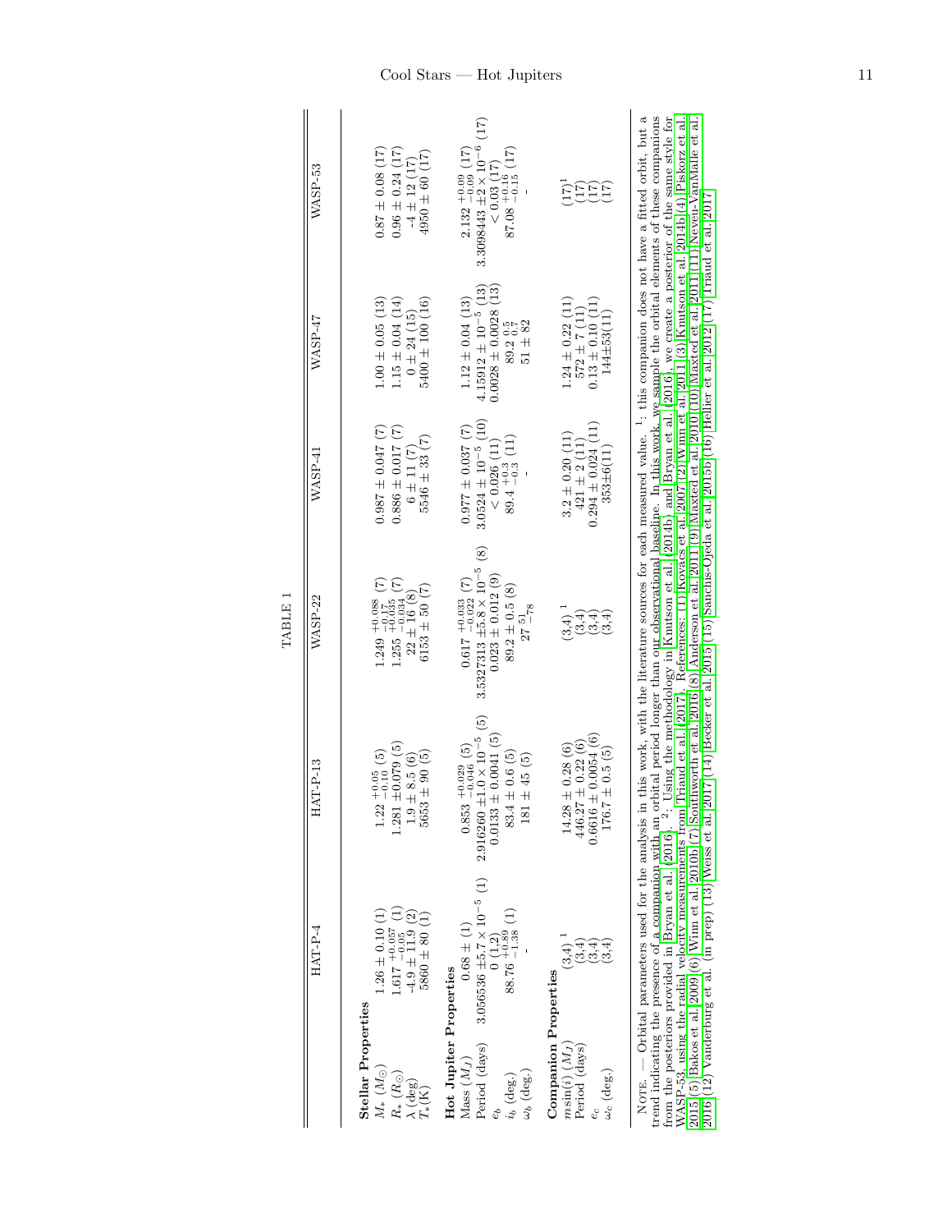TABLE 1

| | HAT-P-4 | HAT-P-13 | WASP-22 | WASP-41 | WASP-47 | WASP-53 |
|---|---|---|---|---|---|---|
| **Stellar Properties** | | | | | | |
| $M_*$ ($M_\odot$) | $1.26 \pm 0.10$ (1) | $1.22^{+0.05}_{-0.10}$ (5) | $1.249^{+0.088}_{-0.17}$ (7) | $0.987 \pm 0.047$ (7) | $1.00 \pm 0.05$ (13) | $0.87 \pm 0.08$ (17) |
| $R_*$ ($R_\odot$) | $1.617^{+0.057}_{-0.05}$ (1) | $1.281 \pm 0.079$ (5) | $1.255^{+0.035}_{-0.034}$ (7) | $0.886 \pm 0.017$ (7) | $1.15 \pm 0.04$ (14) | $0.96 \pm 0.24$ (17) |
| $\lambda$ (deg) | $-4.9 \pm 11.9$ (2) | $1.9 \pm 8.5$ (6) | $22 \pm 16$ (8) | $6 \pm 11$ (7) | $0 \pm 24$ (15) | $-4 \pm 12$ (17) |
| $T_*$(K) | $5860 \pm 80$ (1) | $5653 \pm 90$ (5) | $6153 \pm 50$ (7) | $5546 \pm 33$ (7) | $5400 \pm 100$ (16) | $4950 \pm 60$ (17) |
| **Hot Jupiter Properties** | | | | | | |
| Mass ($M_J$) | $0.68 \pm$ (1) | $0.853^{+0.029}_{-0.046}$ (5) | $0.617^{+0.033}_{-0.022}$ (7) | $0.977 \pm 0.037$ (7) | $1.12 \pm 0.04$ (13) | $2.132^{+0.09}_{-0.09}$ (17) |
| Period (days) | $3.056536 \pm 5.7 \times 10^{-5}$ (1) | $2.916260 \pm 1.0 \times 10^{-5}$ (5) | $3.5327313 \pm 5.8 \times 10^{-5}$ (8) | $3.0524 \pm 10^{-5}$ (10) | $4.15912 \pm 10^{-5}$ (13) | $3.3098443 \pm 2 \times 10^{-6}$ (17) |
| $e_b$ | 0 (1,2) | $0.0133 \pm 0.0041$ (5) | $0.023 \pm 0.012$ (9) | $< 0.026$ (11) | $0.0028 \pm 0.0028$ (13) | $< 0.03$ (17) |
| $i_b$ (deg.) | $88.76^{+0.89}_{-1.38}$ (1) | $83.4 \pm 0.6$ (5) | $89.2 \pm 0.5$ (8) | $89.4^{+0.3}_{-0.3}$ (11) | $89.2^{0.5}_{0.7}$ | $87.08^{+0.16}_{-0.15}$ (17) |
| $\omega_b$ (deg.) | - | $181 \pm 45$ (5) | $27^{51}_{-78}$ | - | $51 \pm 82$ | - |
| **Companion Properties** | | | | | | |
| $m \sin(i)$ ($M_J$) | (3,4) [1] | $14.28 \pm 0.28$ (6) | (3,4) [1] | $3.2 \pm 0.20$ (11) | $1.24 \pm 0.22$ (11) | (17)[1] |
| Period (days) | (3,4) | $446.27 \pm 0.22$ (6) | (3,4) | $421 \pm 2$ (11) | $572 \pm 7$ (11) | (17) |
| $e_c$ | (3,4) | $0.6616 \pm 0.0054$ (6) | (3,4) | $0.294 \pm 0.024$ (11) | $0.13 \pm 0.10$ (11) | (17) |
| $\omega_c$ (deg.) | (3,4) | $176.7 \pm 0.5$ (5) | (3,4) | $353 \pm 6$(11) | $144 \pm 53$(11) | (17) |

Note. — Orbital parameters used for the analysis in this work, with the literature sources for each measured value. [1]: this companion does not have a fitted orbit, but a trend indicating the presence of a companion with an orbital period longer than our observational baseline. In this work, we sample the orbital elements of these companions from the posteriors provided in Bryan et al. (2016) [2]: Using the methodology in Knutson et al. (2014b) and Bryan et al. (2016), we create a posterior of the same style for WASP-53, using the radial velocity measurements from Triaud et al. (2017). References: (1) Kovács et al. 2007 (2) Winn et al. 2011 (3) Knutson et al. 2014b (4) Piskorz et al. 2015 (5) Bakos et al. 2009 (6) Winn et al. 2010b (7) Southworth et al. 2016 (8) Anderson et al. 2011 (9) Maxted et al. 2010 (10) Maxted et al. 2011 (11) Neveu-VanMalle et al. 2016 (12) Vanderburg et al. (in prep) (13) Weiss et al. 2017 (14) Becker et al. 2015 (15) Sanchis-Ojeda et al. 2015b (16) Hellier et al. 2012 (17) Triaud et al. 2017